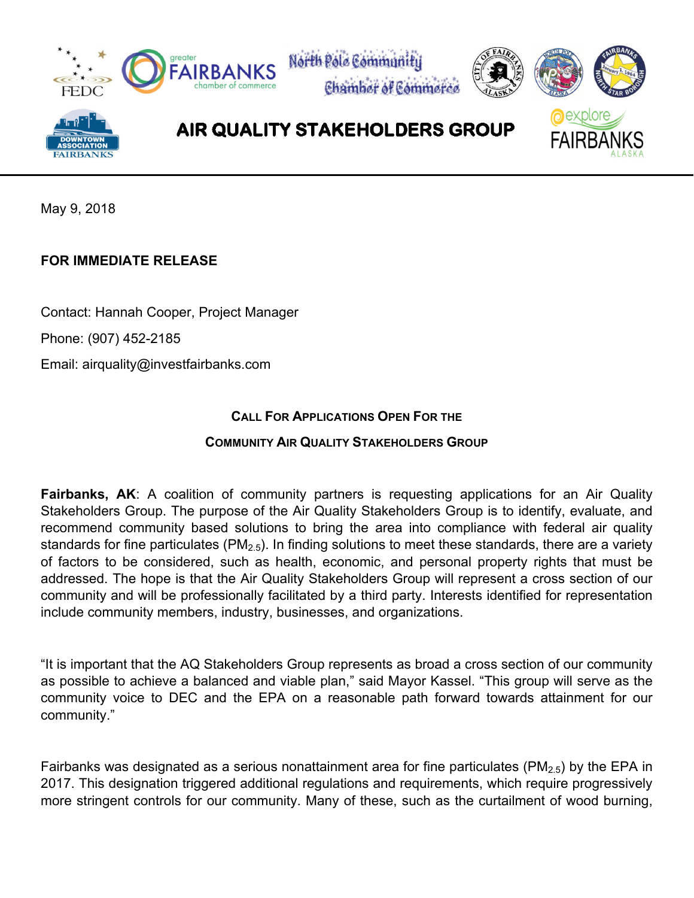# AIR QUALITY STAKEHOLDERS GROUP

May 9, 2018

**FOR IMMEDIATE RELEASE**

Contact: Hannah Cooper, Project Manager

Phone: (907) 452-2185

Email: airquality@investfairbanks.com

## CALL FOR APPLICATIONS OPEN FOR THE COMMUNITY AIR QUALITY STAKEHOLDERS GROUP

**Fairbanks, AK**: A coalition of community partners is requesting applications for an Air Quality Stakeholders Group. The purpose of the Air Quality Stakeholders Group is to identify, evaluate, and recommend community based solutions to bring the area into compliance with federal air quality standards for fine particulates ($PM_{2.5}$). In finding solutions to meet these standards, there are a variety of factors to be considered, such as health, economic, and personal property rights that must be addressed. The hope is that the Air Quality Stakeholders Group will represent a cross section of our community and will be professionally facilitated by a third party. Interests identified for representation include community members, industry, businesses, and organizations.

"It is important that the AQ Stakeholders Group represents as broad a cross section of our community as possible to achieve a balanced and viable plan," said Mayor Kassel. "This group will serve as the community voice to DEC and the EPA on a reasonable path forward towards attainment for our community."

Fairbanks was designated as a serious nonattainment area for fine particulates ($PM_{2.5}$) by the EPA in 2017. This designation triggered additional regulations and requirements, which require progressively more stringent controls for our community. Many of these, such as the curtailment of wood burning,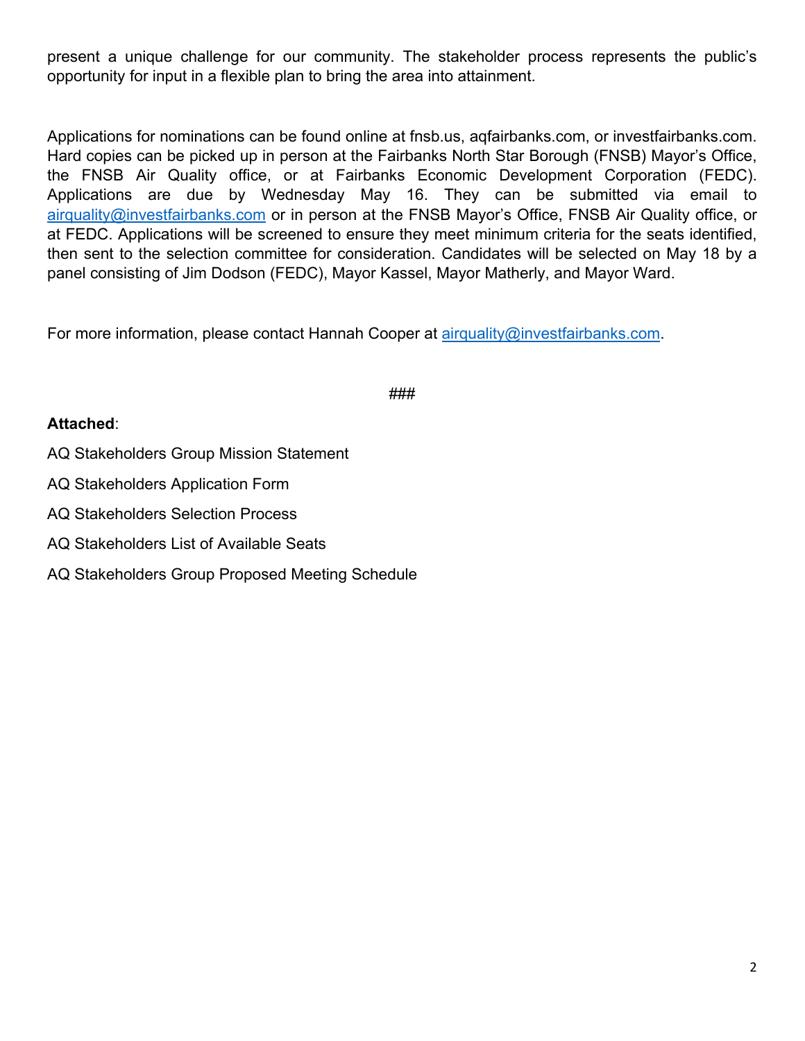present a unique challenge for our community. The stakeholder process represents the public's opportunity for input in a flexible plan to bring the area into attainment.

Applications for nominations can be found online at fnsb.us, aqfairbanks.com, or investfairbanks.com. Hard copies can be picked up in person at the Fairbanks North Star Borough (FNSB) Mayor's Office, the FNSB Air Quality office, or at Fairbanks Economic Development Corporation (FEDC). Applications are due by Wednesday May 16. They can be submitted via email to airquality@investfairbanks.com or in person at the FNSB Mayor's Office, FNSB Air Quality office, or at FEDC. Applications will be screened to ensure they meet minimum criteria for the seats identified, then sent to the selection committee for consideration. Candidates will be selected on May 18 by a panel consisting of Jim Dodson (FEDC), Mayor Kassel, Mayor Matherly, and Mayor Ward.

For more information, please contact Hannah Cooper at airquality@investfairbanks.com.

###

**Attached**:

AQ Stakeholders Group Mission Statement

AQ Stakeholders Application Form

AQ Stakeholders Selection Process

AQ Stakeholders List of Available Seats

AQ Stakeholders Group Proposed Meeting Schedule